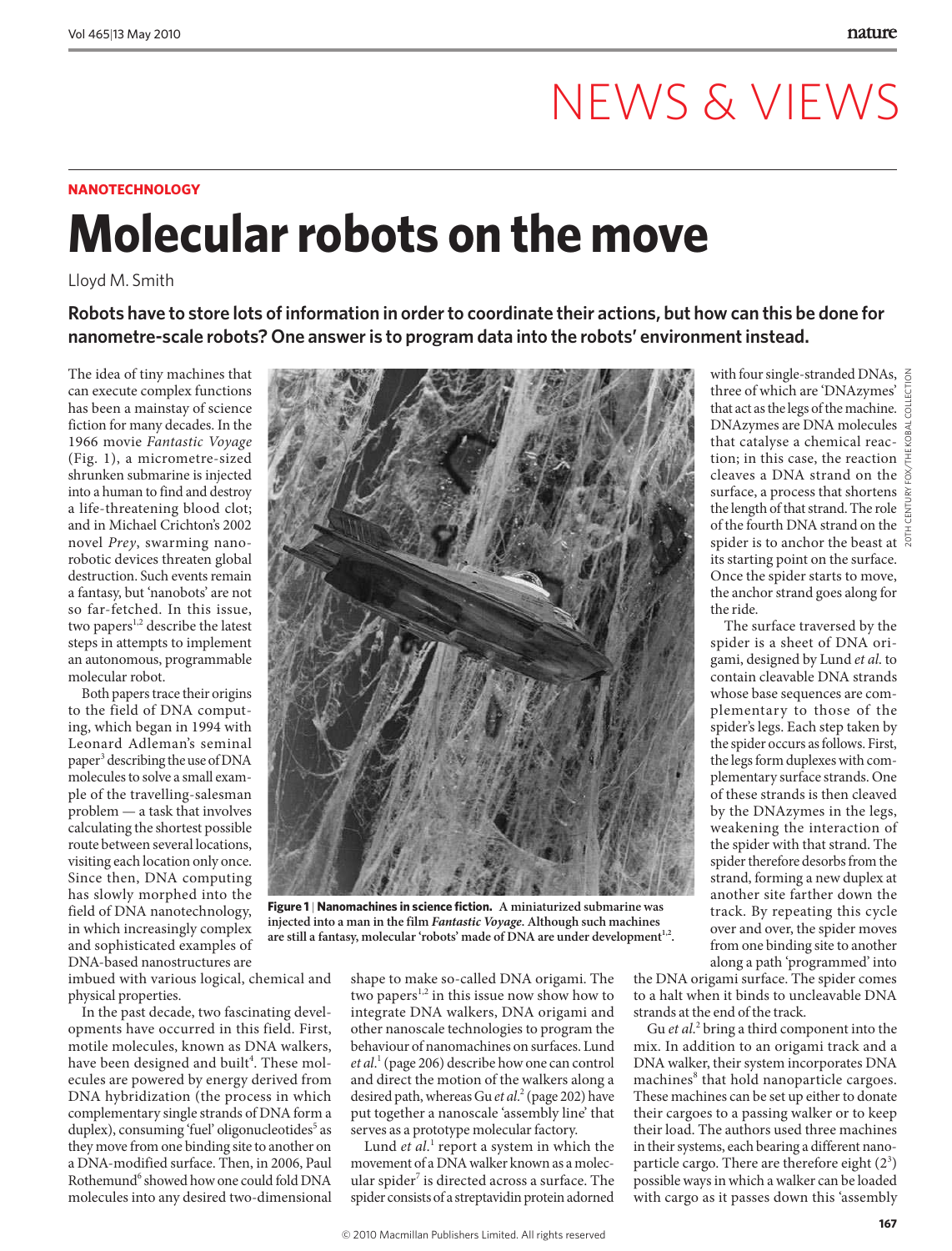# NEWS & VIEWS

**NANOTECHNOLOGY**

# Molecular robots on the move

Lloyd M. Smith

**Robots have to store lots of information in order to coordinate their actions, but how can this be done for nanometre-scale robots? One answer is to program data into the robots' environment instead.**

The idea of tiny machines that can execute complex functions has been a mainstay of science fiction for many decades. In the 1966 movie *Fantastic Voyage* (Fig. 1), a micrometre-sized shrunken submarine is injected into a human to find and destroy a life-threatening blood clot; and in Michael Crichton's 2002 novel *Prey*, swarming nanorobotic devices threaten global destruction. Such events remain a fantasy, but 'nanobots' are not so far-fetched. In this issue, two papers[1,2] describe the latest steps in attempts to implement an autonomous, programmable molecular robot.

Both papers trace their origins to the field of DNA computing, which began in 1994 with Leonard Adleman's seminal paper[3] describing the use of DNA molecules to solve a small example of the travelling-salesman problem — a task that involves calculating the shortest possible route between several locations, visiting each location only once. Since then, DNA computing has slowly morphed into the field of DNA nanotechnology, in which increasingly complex and sophisticated examples of DNA-based nanostructures are imbued with various logical, chemical and physical properties.

In the past decade, two fascinating developments have occurred in this field. First, motile molecules, known as DNA walkers, have been designed and built[4]. These molecules are powered by energy derived from DNA hybridization (the process in which complementary single strands of DNA form a duplex), consuming 'fuel' oligonucleotides[5] as they move from one binding site to another on a DNA-modified surface. Then, in 2006, Paul Rothemund[6] showed how one could fold DNA molecules into any desired two-dimensional shape to make so-called DNA origami. The two papers[1,2] in this issue now show how to integrate DNA walkers, DNA origami and other nanoscale technologies to program the behaviour of nanomachines on surfaces. Lund *et al.*[1] (page 206) describe how one can control and direct the motion of the walkers along a desired path, whereas Gu *et al.*[2] (page 202) have put together a nanoscale 'assembly line' that serves as a prototype molecular factory.

Lund *et al.*[1] report a system in which the movement of a DNA walker known as a molecular spider[7] is directed across a surface. The spider consists of a streptavidin protein adorned with four single-stranded DNAs, three of which are 'DNAzymes' that act as the legs of the machine. DNAzymes are DNA molecules that catalyse a chemical reaction; in this case, the reaction cleaves a DNA strand on the surface, a process that shortens the length of that strand. The role of the fourth DNA strand on the spider is to anchor the beast at its starting point on the surface. Once the spider starts to move, the anchor strand goes along for the ride.

The surface traversed by the spider is a sheet of DNA origami, designed by Lund *et al.* to contain cleavable DNA strands whose base sequences are complementary to those of the spider's legs. Each step taken by the spider occurs as follows. First, the legs form duplexes with complementary surface strands. One of these strands is then cleaved by the DNAzymes in the legs, weakening the interaction of the spider with that strand. The spider therefore desorbs from the strand, forming a new duplex at another site farther down the track. By repeating this cycle over and over, the spider moves from one binding site to another along a path 'programmed' into the DNA origami surface. The spider comes to a halt when it binds to uncleavable DNA strands at the end of the track.

Gu *et al.*[2] bring a third component into the mix. In addition to an origami track and a DNA walker, their system incorporates DNA machines[8] that hold nanoparticle cargoes. These machines can be set up either to donate their cargoes to a passing walker or to keep their load. The authors used three machines in their systems, each bearing a different nanoparticle cargo. There are therefore eight ($2^3$) possible ways in which a walker can be loaded with cargo as it passes down this 'assembly

**Figure 1 | Nanomachines in science fiction.** A miniaturized submarine was injected into a man in the film *Fantastic Voyage*. Although such machines are still a fantasy, molecular 'robots' made of DNA are under development[1,2].

20TH CENTURY FOX/THE KOBAL COLLECTION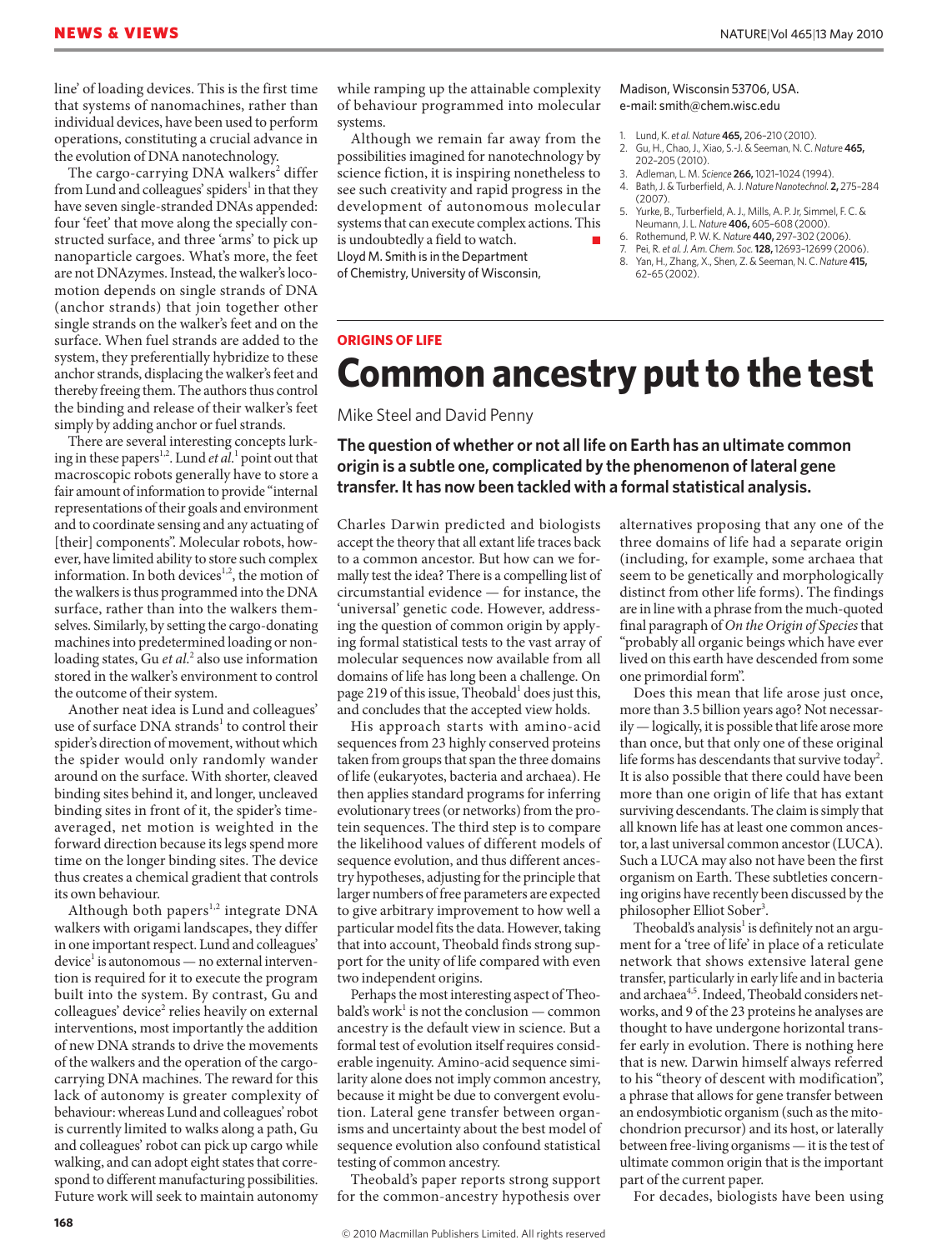line' of loading devices. This is the first time that systems of nanomachines, rather than individual devices, have been used to perform operations, constituting a crucial advance in the evolution of DNA nanotechnology.

The cargo-carrying DNA walkers[2] differ from Lund and colleagues' spiders[1] in that they have seven single-stranded DNAs appended: four 'feet' that move along the specially constructed surface, and three 'arms' to pick up nanoparticle cargoes. What's more, the feet are not DNAzymes. Instead, the walker's locomotion depends on single strands of DNA (anchor strands) that join together other single strands on the walker's feet and on the surface. When fuel strands are added to the system, they preferentially hybridize to these anchor strands, displacing the walker's feet and thereby freeing them. The authors thus control the binding and release of their walker's feet simply by adding anchor or fuel strands.

There are several interesting concepts lurking in these papers[1,2]. Lund *et al.*[1] point out that macroscopic robots generally have to store a fair amount of information to provide "internal representations of their goals and environment and to coordinate sensing and any actuating of [their] components". Molecular robots, however, have limited ability to store such complex information. In both devices[1,2], the motion of the walkers is thus programmed into the DNA surface, rather than into the walkers themselves. Similarly, by setting the cargo-donating machines into predetermined loading or non-loading states, Gu *et al.*[2] also use information stored in the walker's environment to control the outcome of their system.

Another neat idea is Lund and colleagues' use of surface DNA strands[1] to control their spider's direction of movement, without which the spider would only randomly wander around on the surface. With shorter, cleaved binding sites behind it, and longer, uncleaved binding sites in front of it, the spider's time-averaged, net motion is weighted in the forward direction because its legs spend more time on the longer binding sites. The device thus creates a chemical gradient that controls its own behaviour.

Although both papers[1,2] integrate DNA walkers with origami landscapes, they differ in one important respect. Lund and colleagues' device[1] is autonomous — no external intervention is required for it to execute the program built into the system. By contrast, Gu and colleagues' device[2] relies heavily on external interventions, most importantly the addition of new DNA strands to drive the movements of the walkers and the operation of the cargo-carrying DNA machines. The reward for this lack of autonomy is greater complexity of behaviour: whereas Lund and colleagues' robot is currently limited to walks along a path, Gu and colleagues' robot can pick up cargo while walking, and can adopt eight states that correspond to different manufacturing possibilities. Future work will seek to maintain autonomy while ramping up the attainable complexity of behaviour programmed into molecular systems.

Although we remain far away from the possibilities imagined for nanotechnology by science fiction, it is inspiring nonetheless to see such creativity and rapid progress in the development of autonomous molecular systems that can execute complex actions. This is undoubtedly a field to watch. ■

Lloyd M. Smith is in the Department of Chemistry, University of Wisconsin, Madison, Wisconsin 53706, USA.
e-mail: smith@chem.wisc.edu

1. Lund, K. *et al. Nature* **465,** 206–210 (2010).
2. Gu, H., Chao, J., Xiao, S.-J. & Seeman, N. C. *Nature* **465,** 202–205 (2010).
3. Adleman, L. M. *Science* **266,** 1021–1024 (1994).
4. Bath, J. & Turberfield, A. J. *Nature Nanotechnol.* **2,** 275–284 (2007).
5. Yurke, B., Turberfield, A. J., Mills, A. P. Jr, Simmel, F. C. & Neumann, J. L. *Nature* **406,** 605–608 (2000).
6. Rothemund, P. W. K. *Nature* **440,** 297–302 (2006).
7. Pei, R. *et al. J. Am. Chem. Soc.* **128,** 12693–12699 (2006).
8. Yan, H., Zhang, X., Shen, Z. & Seeman, N. C. *Nature* **415,** 62–65 (2002).

**ORIGINS OF LIFE**

# Common ancestry put to the test

Mike Steel and David Penny

**The question of whether or not all life on Earth has an ultimate common origin is a subtle one, complicated by the phenomenon of lateral gene transfer. It has now been tackled with a formal statistical analysis.**

Charles Darwin predicted and biologists accept the theory that all extant life traces back to a common ancestor. But how can we formally test the idea? There is a compelling list of circumstantial evidence — for instance, the 'universal' genetic code. However, addressing the question of common origin by applying formal statistical tests to the vast array of molecular sequences now available from all domains of life has long been a challenge. On page 219 of this issue, Theobald[1] does just this, and concludes that the accepted view holds.

His approach starts with amino-acid sequences from 23 highly conserved proteins taken from groups that span the three domains of life (eukaryotes, bacteria and archaea). He then applies standard programs for inferring evolutionary trees (or networks) from the protein sequences. The third step is to compare the likelihood values of different models of sequence evolution, and thus different ancestry hypotheses, adjusting for the principle that larger numbers of free parameters are expected to give arbitrary improvement to how well a particular model fits the data. However, taking that into account, Theobald finds strong support for the unity of life compared with even two independent origins.

Perhaps the most interesting aspect of Theobald's work[1] is not the conclusion — common ancestry is the default view in science. But a formal test of evolution itself requires considerable ingenuity. Amino-acid sequence similarity alone does not imply common ancestry, because it might be due to convergent evolution. Lateral gene transfer between organisms and uncertainty about the best model of sequence evolution also confound statistical testing of common ancestry.

Theobald's paper reports strong support for the common-ancestry hypothesis over alternatives proposing that any one of the three domains of life had a separate origin (including, for example, some archaea that seem to be genetically and morphologically distinct from other life forms). The findings are in line with a phrase from the much-quoted final paragraph of *On the Origin of Species* that "probably all organic beings which have ever lived on this earth have descended from some one primordial form".

Does this mean that life arose just once, more than 3.5 billion years ago? Not necessarily — logically, it is possible that life arose more than once, but that only one of these original life forms has descendants that survive today[2]. It is also possible that there could have been more than one origin of life that has extant surviving descendants. The claim is simply that all known life has at least one common ancestor, a last universal common ancestor (LUCA). Such a LUCA may also not have been the first organism on Earth. These subtleties concerning origins have recently been discussed by the philosopher Elliot Sober[3].

Theobald's analysis[1] is definitely not an argument for a 'tree of life' in place of a reticulate network that shows extensive lateral gene transfer, particularly in early life and in bacteria and archaea[4,5]. Indeed, Theobald considers networks, and 9 of the 23 proteins he analyses are thought to have undergone horizontal transfer early in evolution. There is nothing here that is new. Darwin himself always referred to his "theory of descent with modification", a phrase that allows for gene transfer between an endosymbiotic organism (such as the mitochondrion precursor) and its host, or laterally between free-living organisms — it is the test of ultimate common origin that is the important part of the current paper.

For decades, biologists have been using